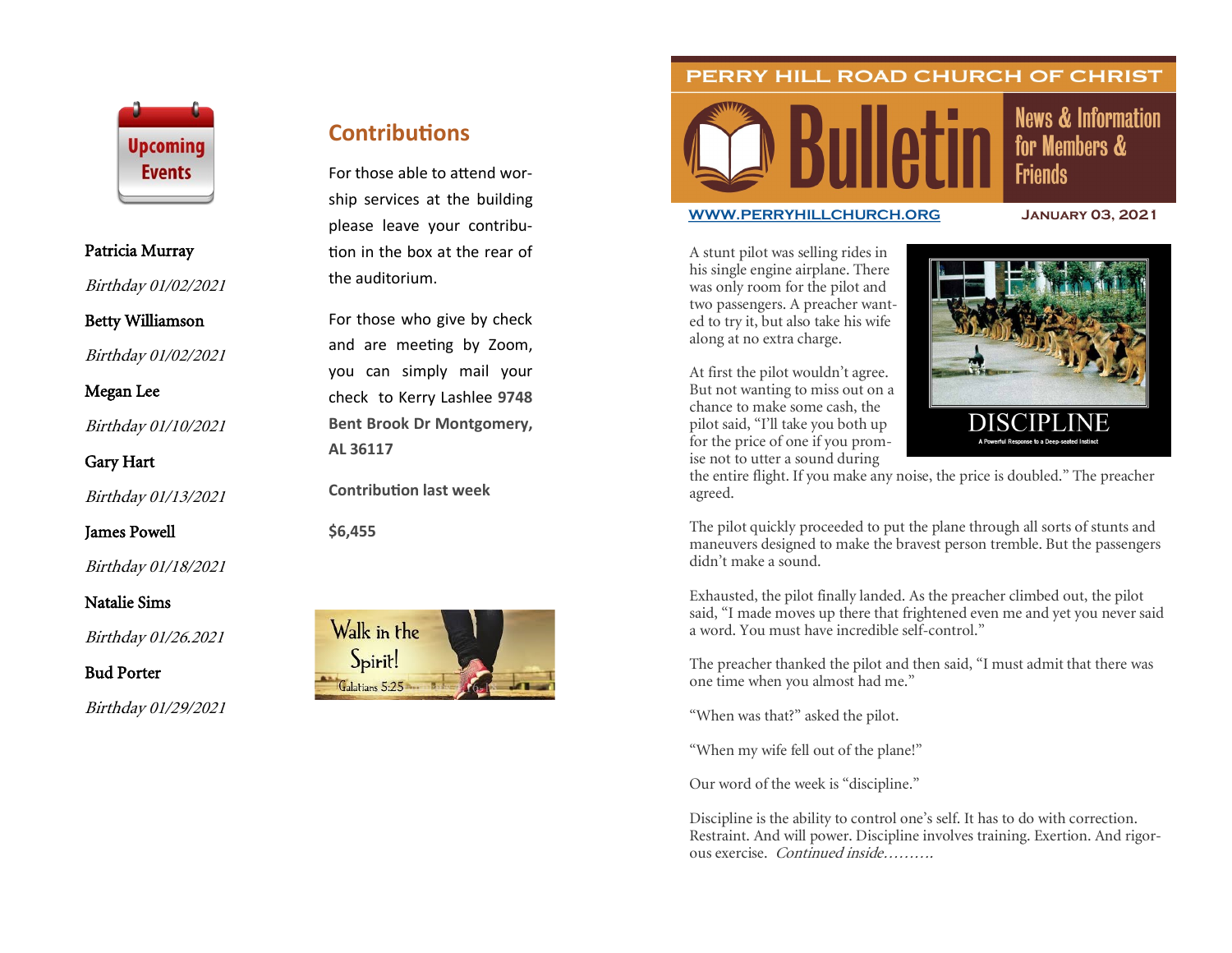## Upcoming Events

**Patricia Murray**

*Birthday 01/02/2021*

**Betty Williamson**

*Birthday 01/02/2021*

**Megan Lee**

*Birthday 01/10/2021*

**Gary Hart**

*Birthday 01/13/2021*

**James Powell**

*Birthday 01/18/2021*

**Natalie Sims**

*Birthday 01/26.2021*

**Bud Porter**

*Birthday 01/29/2021*

## Contributions

For those able to attend worship services at the building please leave your contribution in the box at the rear of the auditorium.

For those who give by check and are meeting by Zoom, you can simply mail your check to Kerry Lashlee **9748 Bent Brook Dr Montgomery, AL 36117**

**Contribution last week**

**$6,455**

Walk in the Spirit! Galatians 5:25

# PERRY HILL ROAD CHURCH OF CHRIST

# Bulletin

News & Information for Members & Friends

WWW.PERRYHILLCHURCH.ORG

JANUARY 03, 2021

A stunt pilot was selling rides in his single engine airplane. There was only room for the pilot and two passengers. A preacher wanted to try it, but also take his wife along at no extra charge.

At first the pilot wouldn't agree. But not wanting to miss out on a chance to make some cash, the pilot said, "I'll take you both up for the price of one if you promise not to utter a sound during the entire flight. If you make any noise, the price is doubled." The preacher agreed.

DISCIPLINE

A Powerful Response to a Deep-seated Instinct

The pilot quickly proceeded to put the plane through all sorts of stunts and maneuvers designed to make the bravest person tremble. But the passengers didn't make a sound.

Exhausted, the pilot finally landed. As the preacher climbed out, the pilot said, "I made moves up there that frightened even me and yet you never said a word. You must have incredible self-control."

The preacher thanked the pilot and then said, "I must admit that there was one time when you almost had me."

"When was that?" asked the pilot.

"When my wife fell out of the plane!"

Our word of the week is "discipline."

Discipline is the ability to control one's self. It has to do with correction. Restraint. And will power. Discipline involves training. Exertion. And rigorous exercise. *Continued inside……….*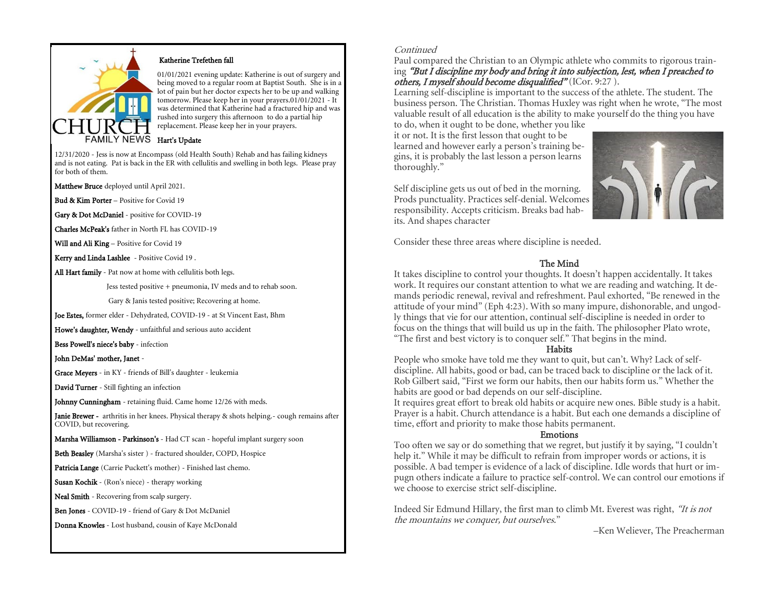**Katherine Trefethen fall**

01/01/2021 evening update: Katherine is out of surgery and being moved to a regular room at Baptist South. She is in a lot of pain but her doctor expects her to be up and walking tomorrow. Please keep her in your prayers.01/01/2021 - It was determined that Katherine had a fractured hip and was rushed into surgery this afternoon to do a partial hip replacement. Please keep her in your prayers.

**Hart's Update**

12/31/2020 - Jess is now at Encompass (old Health South) Rehab and has failing kidneys and is not eating. Pat is back in the ER with cellulitis and swelling in both legs. Please pray for both of them.

**Matthew Bruce** deployed until April 2021.

**Bud & Kim Porter** – Positive for Covid 19

**Gary & Dot McDaniel** - positive for COVID-19

**Charles McPeak's** father in North FL has COVID-19

**Will and Ali King** – Positive for Covid 19

**Kerry and Linda Lashlee** - Positive Covid 19 .

**All Hart family** - Pat now at home with cellulitis both legs.

Jess tested positive + pneumonia, IV meds and to rehab soon.

Gary & Janis tested positive; Recovering at home.

**Joe Estes,** former elder - Dehydrated, COVID-19 - at St Vincent East, Bhm

**Howe's daughter, Wendy** - unfaithful and serious auto accident

**Bess Powell's niece's baby** - infection

**John DeMas' mother, Janet** -

**Grace Meyers** - in KY - friends of Bill's daughter - leukemia

**David Turner** - Still fighting an infection

**Johnny Cunningham** - retaining fluid. Came home 12/26 with meds.

**Janie Brewer -** arthritis in her knees. Physical therapy & shots helping.- cough remains after COVID, but recovering.

**Marsha Williamson - Parkinson's** - Had CT scan - hopeful implant surgery soon

**Beth Beasley** (Marsha's sister ) - fractured shoulder, COPD, Hospice

**Patricia Lange** (Carrie Puckett's mother) - Finished last chemo.

**Susan Kochik** - (Ron's niece) - therapy working

**Neal Smith** - Recovering from scalp surgery.

**Ben Jones** - COVID-19 - friend of Gary & Dot McDaniel

**Donna Knowles** - Lost husband, cousin of Kaye McDonald

*Continued*

Paul compared the Christian to an Olympic athlete who commits to rigorous training *"But I discipline my body and bring it into subjection, lest, when I preached to others, I myself should become disqualified"* (ICor. 9:27 ).

Learning self-discipline is important to the success of the athlete. The student. The business person. The Christian. Thomas Huxley was right when he wrote, "The most valuable result of all education is the ability to make yourself do the thing you have to do, when it ought to be done, whether you like it or not. It is the first lesson that ought to be learned and however early a person's training begins, it is probably the last lesson a person learns thoroughly."

Self discipline gets us out of bed in the morning. Prods punctuality. Practices self-denial. Welcomes responsibility. Accepts criticism. Breaks bad habits. And shapes character

Consider these three areas where discipline is needed.

### The Mind

It takes discipline to control your thoughts. It doesn't happen accidentally. It takes work. It requires our constant attention to what we are reading and watching. It demands periodic renewal, revival and refreshment. Paul exhorted, "Be renewed in the attitude of your mind" (Eph 4:23). With so many impure, dishonorable, and ungodly things that vie for our attention, continual self-discipline is needed in order to focus on the things that will build us up in the faith. The philosopher Plato wrote, "The first and best victory is to conquer self." That begins in the mind.

### Habits

People who smoke have told me they want to quit, but can't. Why? Lack of self-discipline. All habits, good or bad, can be traced back to discipline or the lack of it. Rob Gilbert said, "First we form our habits, then our habits form us." Whether the habits are good or bad depends on our self-discipline.

It requires great effort to break old habits or acquire new ones. Bible study is a habit. Prayer is a habit. Church attendance is a habit. But each one demands a discipline of time, effort and priority to make those habits permanent.

### Emotions

Too often we say or do something that we regret, but justify it by saying, "I couldn't help it." While it may be difficult to refrain from improper words or actions, it is possible. A bad temper is evidence of a lack of discipline. Idle words that hurt or impugn others indicate a failure to practice self-control. We can control our emotions if we choose to exercise strict self-discipline.

Indeed Sir Edmund Hillary, the first man to climb Mt. Everest was right, *"It is not the mountains we conquer, but ourselves."*

–Ken Weliever, The Preacherman